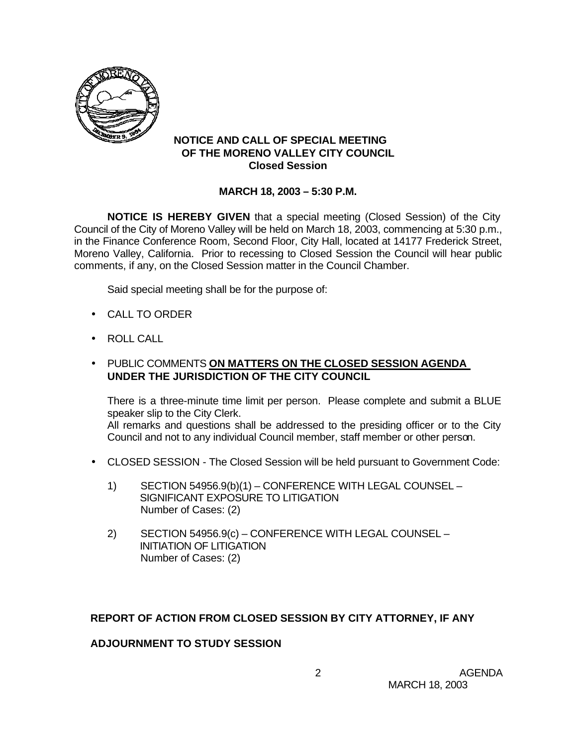# NOTICE AND CALL OF SPECIAL MEETING OF THE MORENO VALLEY CITY COUNCIL

## Closed Session

**MARCH 18, 2003 – 5:30 P.M.**

**NOTICE IS HEREBY GIVEN** that a special meeting (Closed Session) of the City Council of the City of Moreno Valley will be held on March 18, 2003, commencing at 5:30 p.m., in the Finance Conference Room, Second Floor, City Hall, located at 14177 Frederick Street, Moreno Valley, California. Prior to recessing to Closed Session the Council will hear public comments, if any, on the Closed Session matter in the Council Chamber.

Said special meeting shall be for the purpose of:

- CALL TO ORDER
- ROLL CALL
- PUBLIC COMMENTS **ON MATTERS ON THE CLOSED SESSION AGENDA UNDER THE JURISDICTION OF THE CITY COUNCIL**

  There is a three-minute time limit per person. Please complete and submit a BLUE speaker slip to the City Clerk.
  All remarks and questions shall be addressed to the presiding officer or to the City Council and not to any individual Council member, staff member or other person.

- CLOSED SESSION - The Closed Session will be held pursuant to Government Code:

  1) SECTION 54956.9(b)(1) – CONFERENCE WITH LEGAL COUNSEL – SIGNIFICANT EXPOSURE TO LITIGATION
     Number of Cases: (2)

  2) SECTION 54956.9(c) – CONFERENCE WITH LEGAL COUNSEL – INITIATION OF LITIGATION
     Number of Cases: (2)

**REPORT OF ACTION FROM CLOSED SESSION BY CITY ATTORNEY, IF ANY**

**ADJOURNMENT TO STUDY SESSION**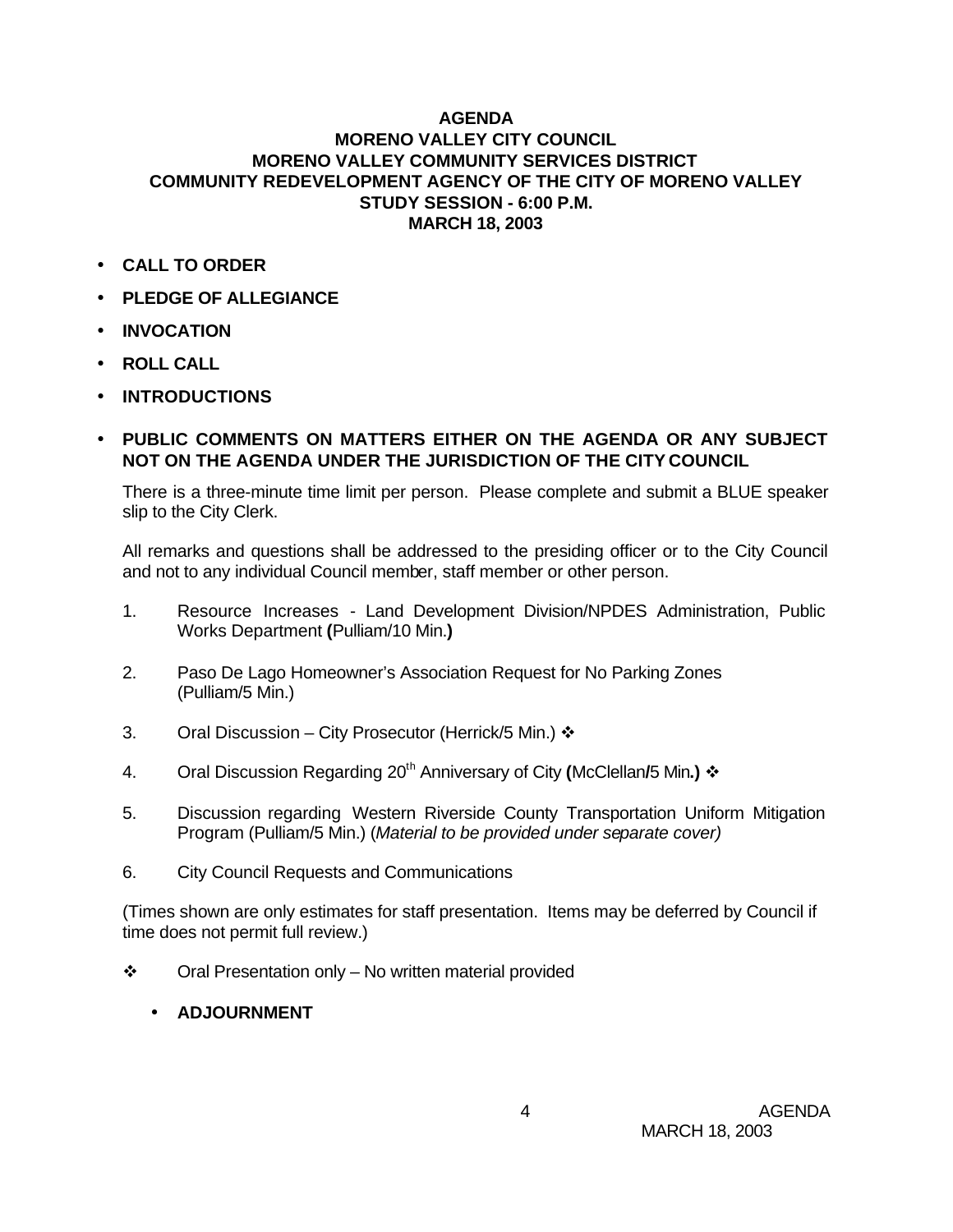**AGENDA**
**MORENO VALLEY CITY COUNCIL**
**MORENO VALLEY COMMUNITY SERVICES DISTRICT**
**COMMUNITY REDEVELOPMENT AGENCY OF THE CITY OF MORENO VALLEY**
**STUDY SESSION - 6:00 P.M.**
**MARCH 18, 2003**

- **CALL TO ORDER**
- **PLEDGE OF ALLEGIANCE**
- **INVOCATION**
- **ROLL CALL**
- **INTRODUCTIONS**
- **PUBLIC COMMENTS ON MATTERS EITHER ON THE AGENDA OR ANY SUBJECT NOT ON THE AGENDA UNDER THE JURISDICTION OF THE CITY COUNCIL**

  There is a three-minute time limit per person. Please complete and submit a BLUE speaker slip to the City Clerk.

  All remarks and questions shall be addressed to the presiding officer or to the City Council and not to any individual Council member, staff member or other person.

1. Resource Increases - Land Development Division/NPDES Administration, Public Works Department **(**Pulliam/10 Min.**)**
2. Paso De Lago Homeowner's Association Request for No Parking Zones (Pulliam/5 Min.)
3. Oral Discussion – City Prosecutor (Herrick/5 Min.) ❖
4. Oral Discussion Regarding 20th Anniversary of City **(**McClellan**/**5 Min**.)** ❖
5. Discussion regarding Western Riverside County Transportation Uniform Mitigation Program (Pulliam/5 Min.) (*Material to be provided under separate cover)*
6. City Council Requests and Communications

(Times shown are only estimates for staff presentation. Items may be deferred by Council if time does not permit full review.)

❖ Oral Presentation only – No written material provided

- **ADJOURNMENT**